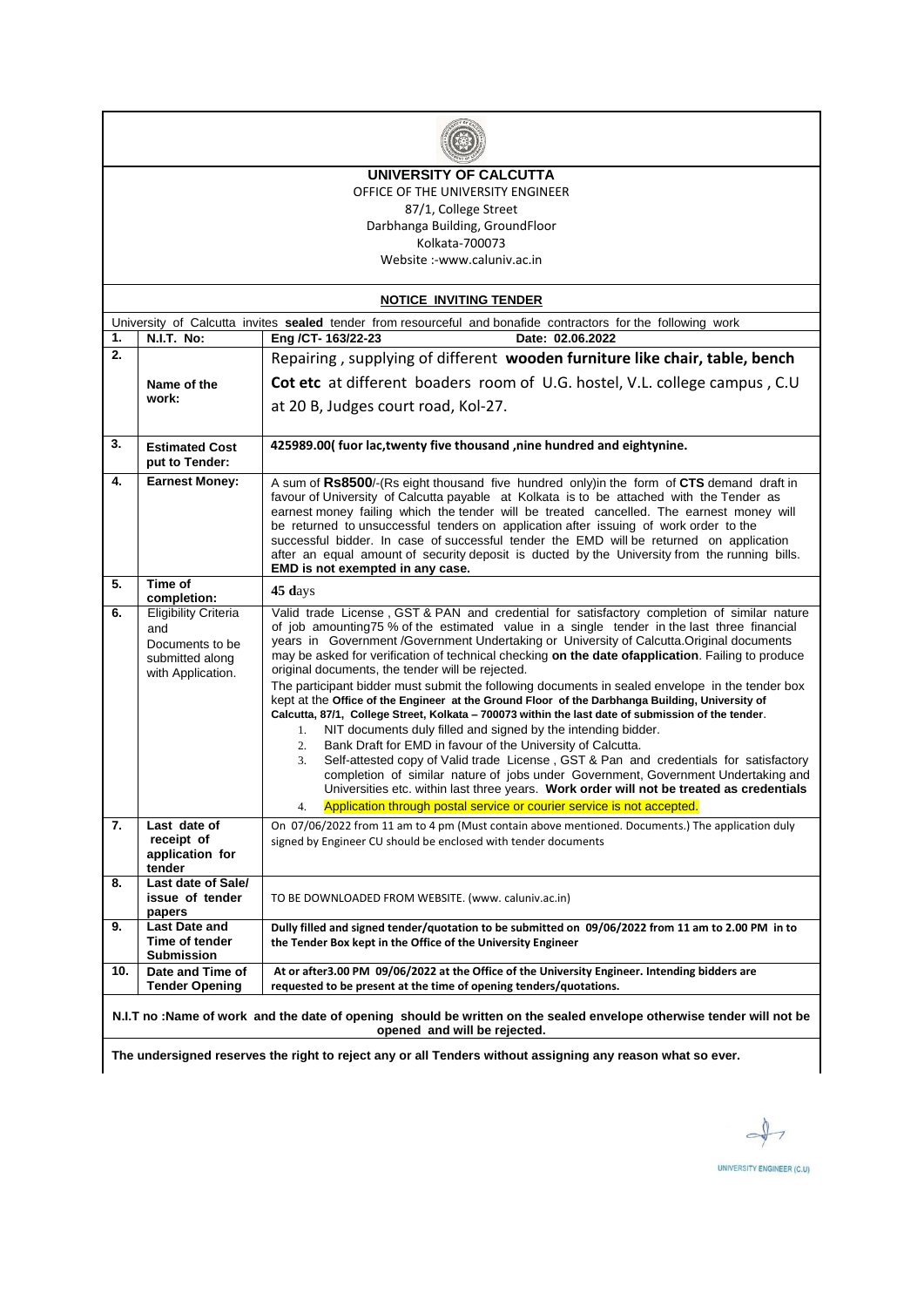# UNIVERSITY OF CALCUTTA

OFFICE OF THE UNIVERSITY ENGINEER
87/1, College Street
Darbhanga Building, GroundFloor
Kolkata-700073
Website :-www.caluniv.ac.in

## NOTICE INVITING TENDER

University of Calcutta invites **sealed** tender from resourceful and bonafide contractors for the following work

| | | |
|---|---|---|
| **1.** | **N.I.T. No:** | **Eng /CT- 163/22-23 Date: 02.06.2022** |
| **2.** | **Name of the work:** | Repairing , supplying of different **wooden furniture like chair, table, bench Cot etc** at different boaders room of U.G. hostel, V.L. college campus , C.U at 20 B, Judges court road, Kol-27. |
| **3.** | **Estimated Cost put to Tender:** | **425989.00( fuor lac,twenty five thousand ,nine hundred and eightynine.** |
| **4.** | **Earnest Money:** | A sum of **Rs8500**/-(Rs eight thousand five hundred only)in the form of **CTS** demand draft in favour of University of Calcutta payable at Kolkata is to be attached with the Tender as earnest money failing which the tender will be treated cancelled. The earnest money will be returned to unsuccessful tenders on application after issuing of work order to the successful bidder. In case of successful tender the EMD will be returned on application after an equal amount of security deposit is ducted by the University from the running bills. **EMD is not exempted in any case.** |
| **5.** | **Time of completion:** | **45 d**ays |
| **6.** | Eligibility Criteria and Documents to be submitted along with Application. | Valid trade License , GST & PAN and credential for satisfactory completion of similar nature of job amounting75 % of the estimated value in a single tender in the last three financial years in Government /Government Undertaking or University of Calcutta.Original documents may be asked for verification of technical checking **on the date ofapplication**. Failing to produce original documents, the tender will be rejected.<br>The participant bidder must submit the following documents in sealed envelope in the tender box kept at the **Office of the Engineer at the Ground Floor of the Darbhanga Building, University of Calcutta, 87/1, College Street, Kolkata – 700073 within the last date of submission of the tender**.<br>1. NIT documents duly filled and signed by the intending bidder.<br>2. Bank Draft for EMD in favour of the University of Calcutta.<br>3. Self-attested copy of Valid trade License , GST & Pan and credentials for satisfactory completion of similar nature of jobs under Government, Government Undertaking and Universities etc. within last three years. **Work order will not be treated as credentials**<br>4. Application through postal service or courier service is not accepted. |
| **7.** | **Last date of receipt of application for tender** | On 07/06/2022 from 11 am to 4 pm (Must contain above mentioned. Documents.) The application duly signed by Engineer CU should be enclosed with tender documents |
| **8.** | **Last date of Sale/ issue of tender papers** | TO BE DOWNLOADED FROM WEBSITE. (www. caluniv.ac.in) |
| **9.** | **Last Date and Time of tender Submission** | **Dully filled and signed tender/quotation to be submitted on 09/06/2022 from 11 am to 2.00 PM in to the Tender Box kept in the Office of the University Engineer** |
| **10.** | **Date and Time of Tender Opening** | **At or after3.00 PM 09/06/2022 at the Office of the University Engineer. Intending bidders are requested to be present at the time of opening tenders/quotations.** |

**N.I.T no :Name of work and the date of opening should be written on the sealed envelope otherwise tender will not be opened and will be rejected.**

**The undersigned reserves the right to reject any or all Tenders without assigning any reason what so ever.**

UNIVERSITY ENGINEER (C.U)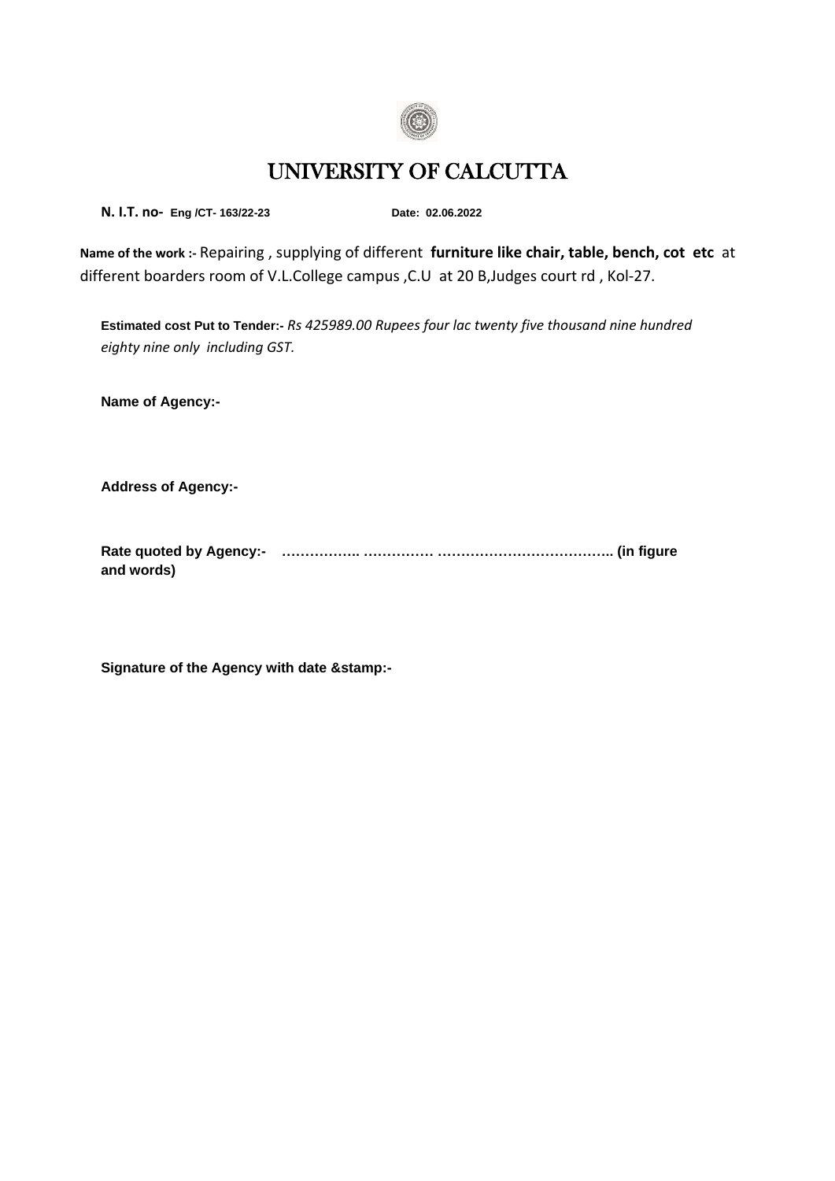# UNIVERSITY OF CALCUTTA

**N. I.T. no- Eng /CT- 163/22-23** **Date: 02.06.2022**

**Name of the work :-** Repairing , supplying of different **furniture like chair, table, bench, cot etc** at different boarders room of V.L.College campus ,C.U at 20 B,Judges court rd , Kol-27.

**Estimated cost Put to Tender:-** *Rs 425989.00 Rupees four lac twenty five thousand nine hundred eighty nine only including GST.*

**Name of Agency:-**

**Address of Agency:-**

**Rate quoted by Agency:- …………….. …………… ……………………………….. (in figure and words)**

**Signature of the Agency with date &stamp:-**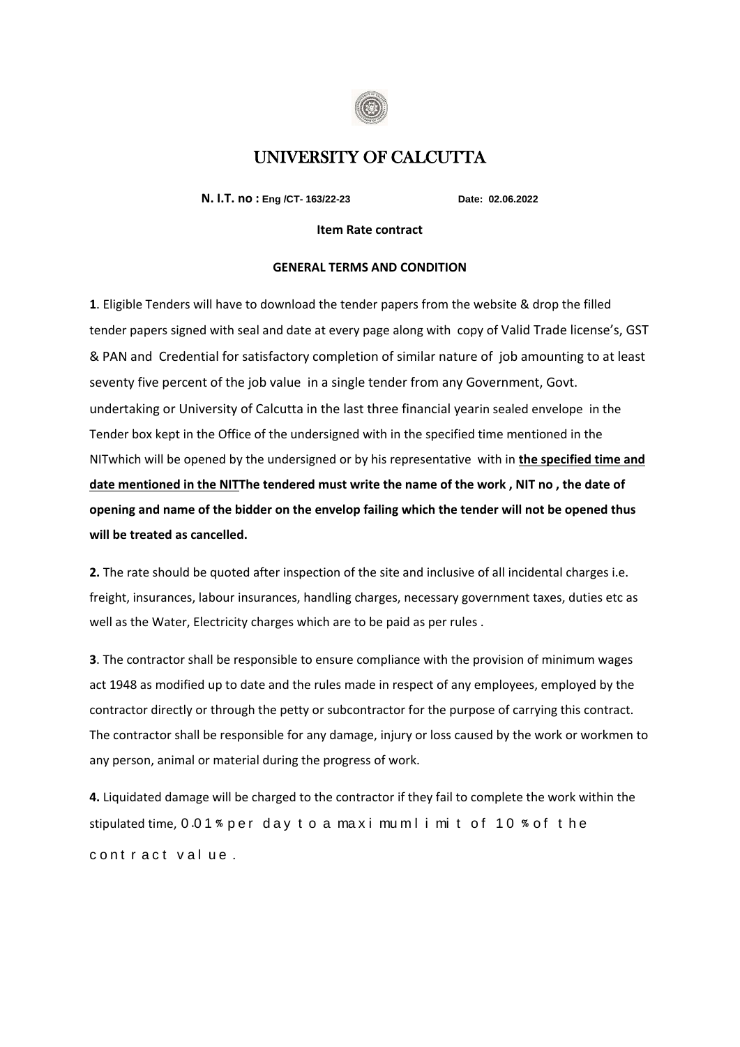# UNIVERSITY OF CALCUTTA

**N. I.T. no : Eng /CT- 163/22-23** **Date: 02.06.2022**

**Item Rate contract**

**GENERAL TERMS AND CONDITION**

**1**. Eligible Tenders will have to download the tender papers from the website & drop the filled tender papers signed with seal and date at every page along with copy of Valid Trade license's, GST & PAN and Credential for satisfactory completion of similar nature of job amounting to at least seventy five percent of the job value in a single tender from any Government, Govt. undertaking or University of Calcutta in the last three financial yearin sealed envelope in the Tender box kept in the Office of the undersigned with in the specified time mentioned in the NITwhich will be opened by the undersigned or by his representative with in **the specified time and date mentioned in the NITThe tendered must write the name of the work , NIT no , the date of opening and name of the bidder on the envelop failing which the tender will not be opened thus will be treated as cancelled.**

**2.** The rate should be quoted after inspection of the site and inclusive of all incidental charges i.e. freight, insurances, labour insurances, handling charges, necessary government taxes, duties etc as well as the Water, Electricity charges which are to be paid as per rules .

**3**. The contractor shall be responsible to ensure compliance with the provision of minimum wages act 1948 as modified up to date and the rules made in respect of any employees, employed by the contractor directly or through the petty or subcontractor for the purpose of carrying this contract. The contractor shall be responsible for any damage, injury or loss caused by the work or workmen to any person, animal or material during the progress of work.

**4.** Liquidated damage will be charged to the contractor if they fail to complete the work within the stipulated time, 0.01% per day to a maximum limit of 10% of the contract value.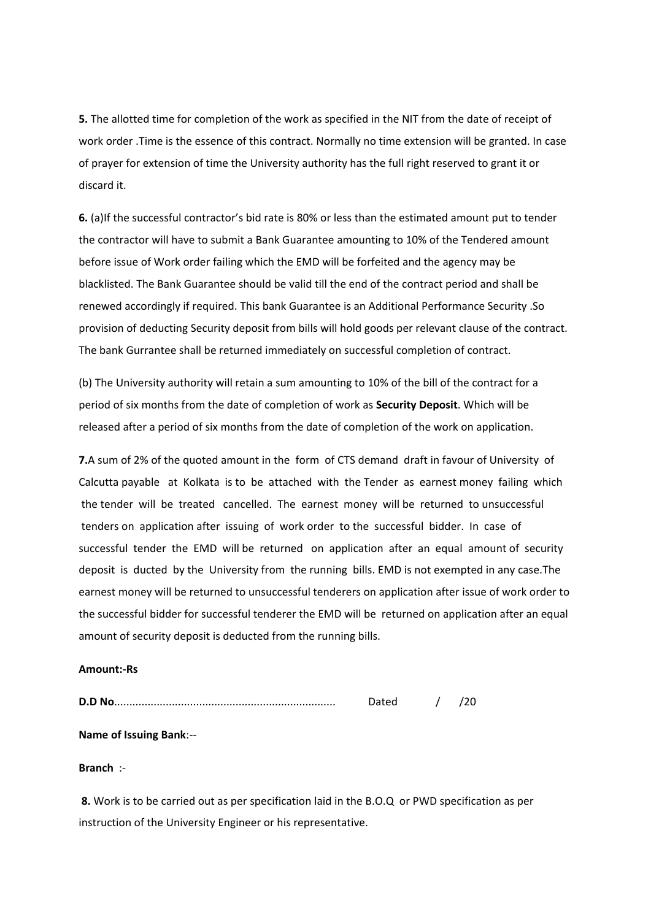**5.** The allotted time for completion of the work as specified in the NIT from the date of receipt of work order .Time is the essence of this contract. Normally no time extension will be granted. In case of prayer for extension of time the University authority has the full right reserved to grant it or discard it.

**6.** (a)If the successful contractor's bid rate is 80% or less than the estimated amount put to tender the contractor will have to submit a Bank Guarantee amounting to 10% of the Tendered amount before issue of Work order failing which the EMD will be forfeited and the agency may be blacklisted. The Bank Guarantee should be valid till the end of the contract period and shall be renewed accordingly if required. This bank Guarantee is an Additional Performance Security .So provision of deducting Security deposit from bills will hold goods per relevant clause of the contract. The bank Gurrantee shall be returned immediately on successful completion of contract.

(b) The University authority will retain a sum amounting to 10% of the bill of the contract for a period of six months from the date of completion of work as **Security Deposit**. Which will be released after a period of six months from the date of completion of the work on application.

**7.**A sum of 2% of the quoted amount in the form of CTS demand draft in favour of University of Calcutta payable at Kolkata is to be attached with the Tender as earnest money failing which the tender will be treated cancelled. The earnest money will be returned to unsuccessful tenders on application after issuing of work order to the successful bidder. In case of successful tender the EMD will be returned on application after an equal amount of security deposit is ducted by the University from the running bills. EMD is not exempted in any case.The earnest money will be returned to unsuccessful tenderers on application after issue of work order to the successful bidder for successful tenderer the EMD will be returned on application after an equal amount of security deposit is deducted from the running bills.

**Amount:-Rs**

**D.D No**........................................................................ Dated / /20

**Name of Issuing Bank**:--

**Branch** :-

**8.** Work is to be carried out as per specification laid in the B.O.Q or PWD specification as per instruction of the University Engineer or his representative.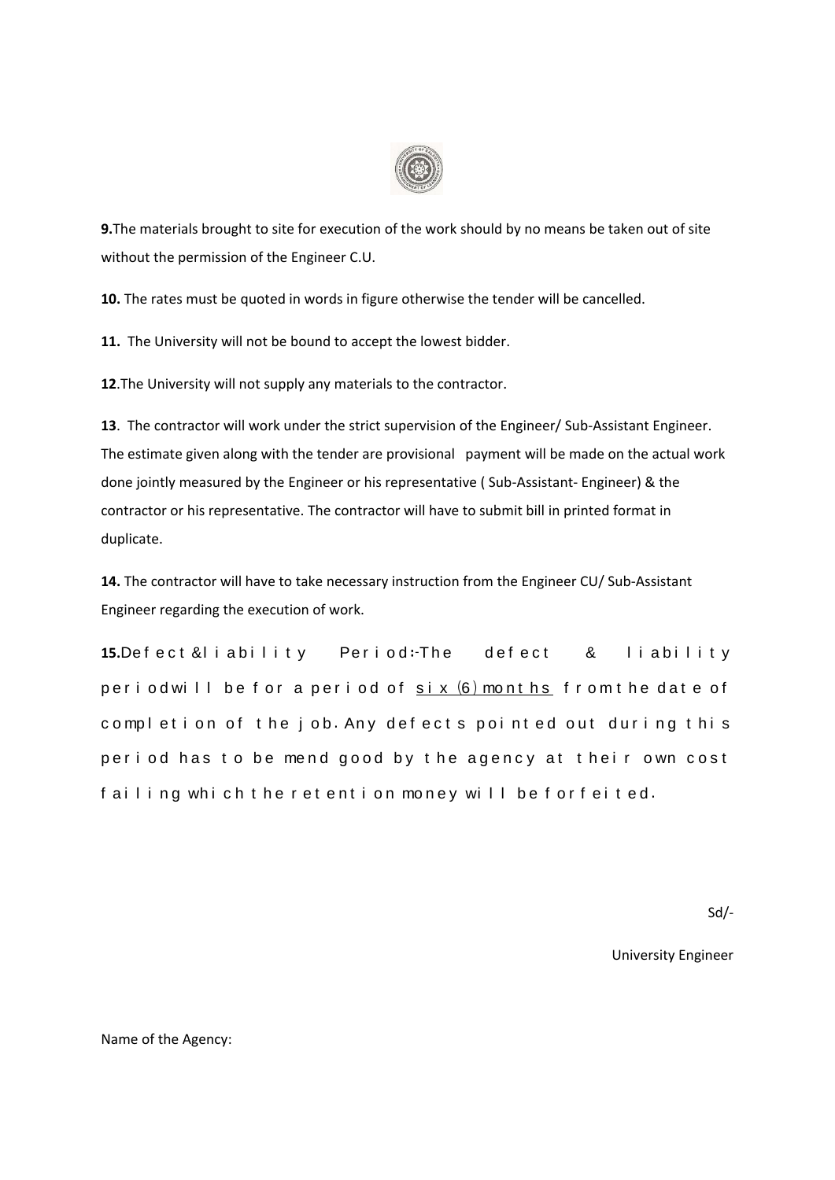**9.**The materials brought to site for execution of the work should by no means be taken out of site without the permission of the Engineer C.U.

**10.** The rates must be quoted in words in figure otherwise the tender will be cancelled.

**11.** The University will not be bound to accept the lowest bidder.

**12**.The University will not supply any materials to the contractor.

**13**. The contractor will work under the strict supervision of the Engineer/ Sub-Assistant Engineer. The estimate given along with the tender are provisional payment will be made on the actual work done jointly measured by the Engineer or his representative ( Sub-Assistant- Engineer) & the contractor or his representative. The contractor will have to submit bill in printed format in duplicate.

**14.** The contractor will have to take necessary instruction from the Engineer CU/ Sub-Assistant Engineer regarding the execution of work.

**15.**Defect &liability Period:-The defect & liability periodwill be for a period of <u>six (6) months</u> from the date of completion of the job. Any defects pointed out during this period has to be mend good by the agency at their own cost failing which the retention money will be forfeited.

Sd/-

University Engineer

Name of the Agency: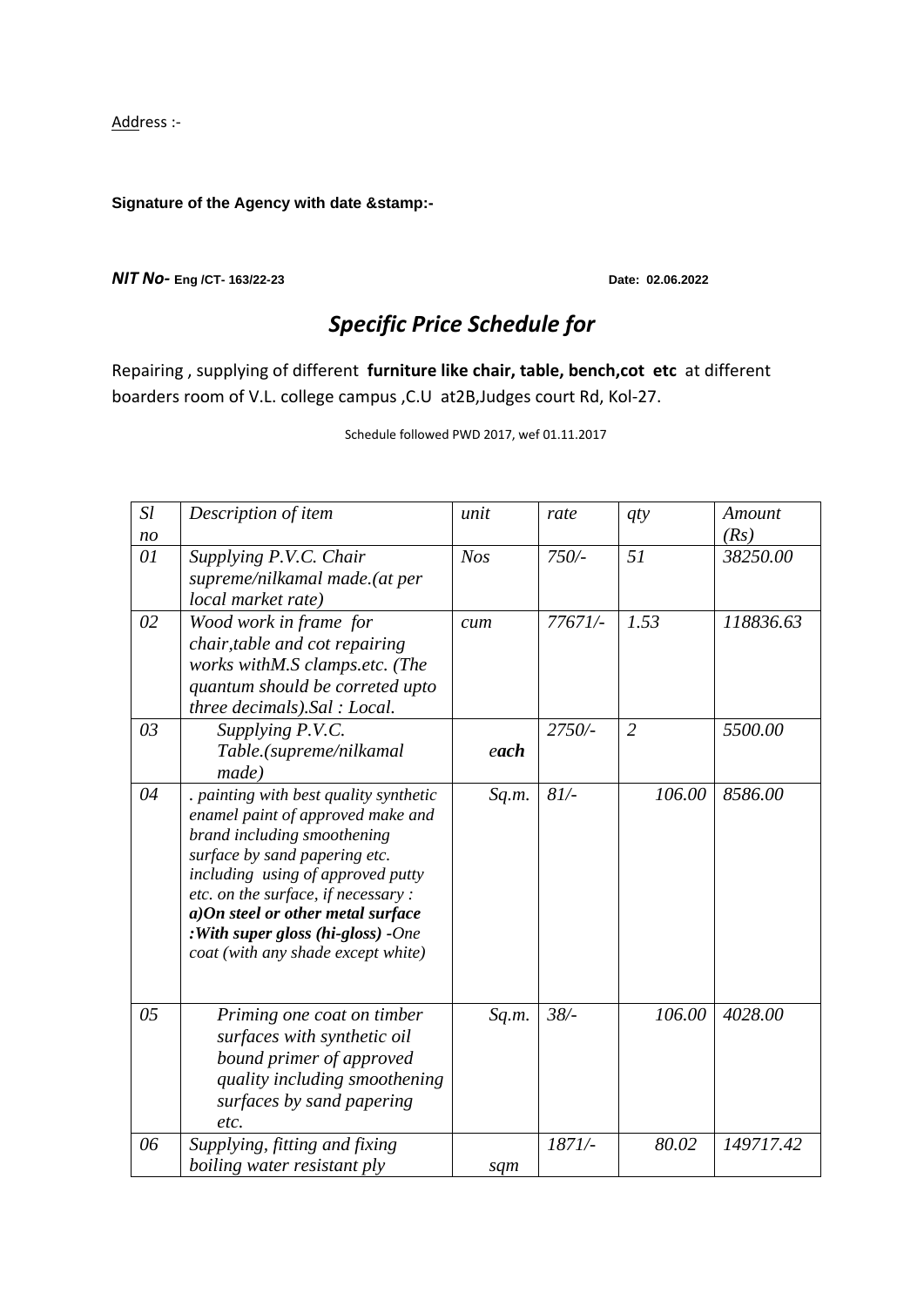Address :-

**Signature of the Agency with date &stamp:-**

***NIT No-*** **Eng /CT- 163/22-23** **Date: 02.06.2022**

## *Specific Price Schedule for*

Repairing , supplying of different **furniture like chair, table, bench,cot etc** at different boarders room of V.L. college campus ,C.U at2B,Judges court Rd, Kol-27.

Schedule followed PWD 2017, wef 01.11.2017

| *Sl no* | *Description of item* | *unit* | *rate* | *qty* | *Amount (Rs)* |
|---|---|---|---|---|---|
| *01* | *Supplying P.V.C. Chair supreme/nilkamal made.(at per local market rate)* | *Nos* | *750/-* | *51* | *38250.00* |
| *02* | *Wood work in frame for chair,table and cot repairing works withM.S clamps.etc. (The quantum should be correted upto three decimals).Sal : Local.* | *cum* | *77671/-* | *1.53* | *118836.63* |
| *03* | *Supplying P.V.C. Table.(supreme/nilkamal made)* | *e**ach*** | *2750/-* | *2* | *5500.00* |
| *04* | *. painting with best quality synthetic enamel paint of approved make and brand including smoothening surface by sand papering etc. including using of approved putty etc. on the surface, if necessary :* ***a)On steel or other metal surface :With super gloss (hi-gloss)*** *-One coat (with any shade except white)* | *Sq.m.* | *81/-* | *106.00* | *8586.00* |
| *05* | *Priming one coat on timber surfaces with synthetic oil bound primer of approved quality including smoothening surfaces by sand papering etc.* | *Sq.m.* | *38/-* | *106.00* | *4028.00* |
| *06* | *Supplying, fitting and fixing boiling water resistant ply* | *sqm* | *1871/-* | *80.02* | *149717.42* |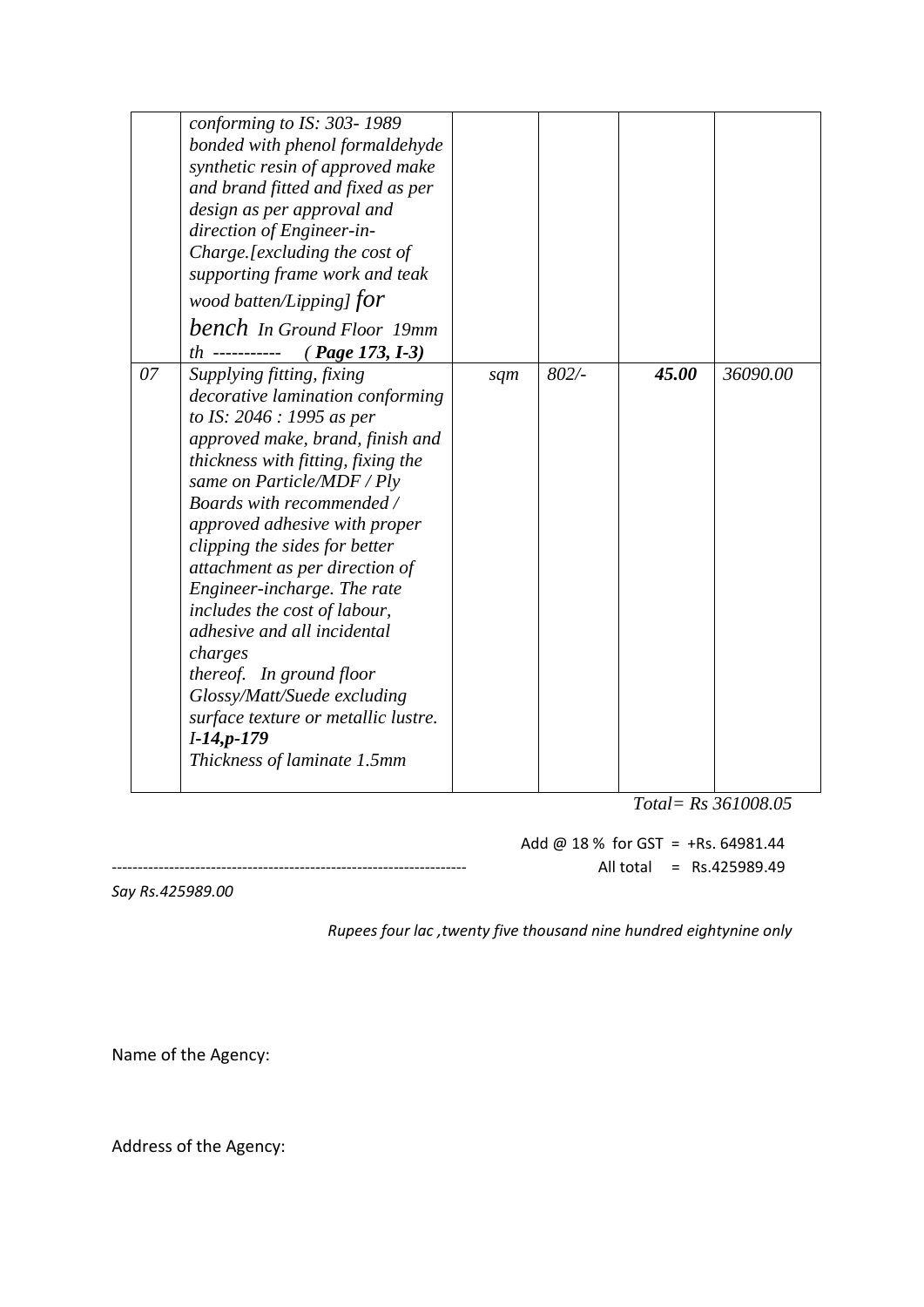|  |  |  |  |  |  |
|---|---|---|---|---|---|
|  | *conforming to IS: 303- 1989 bonded with phenol formaldehyde synthetic resin of approved make and brand fitted and fixed as per design as per approval and direction of Engineer-in-Charge.[excluding the cost of supporting frame work and teak wood batten/Lipping] for bench In Ground Floor 19mm th ----------- ( **Page 173, I-3)*** |  |  |  |  |
| *07* | *Supplying fitting, fixing decorative lamination conforming to IS: 2046 : 1995 as per approved make, brand, finish and thickness with fitting, fixing the same on Particle/MDF / Ply Boards with recommended / approved adhesive with proper clipping the sides for better attachment as per direction of Engineer-incharge. The rate includes the cost of labour, adhesive and all incidental charges thereof. In ground floor Glossy/Matt/Suede excluding surface texture or metallic lustre.* ***I-14,p-179*** *Thickness of laminate 1.5mm* | *sqm* | *802/-* | ***45.00*** | *36090.00* |

*Total= Rs 361008.05*

Add @ 18 % for GST = +Rs. 64981.44

All total = Rs.425989.49

*Say Rs.425989.00*

*Rupees four lac ,twenty five thousand nine hundred eightynine only*

Name of the Agency:

Address of the Agency: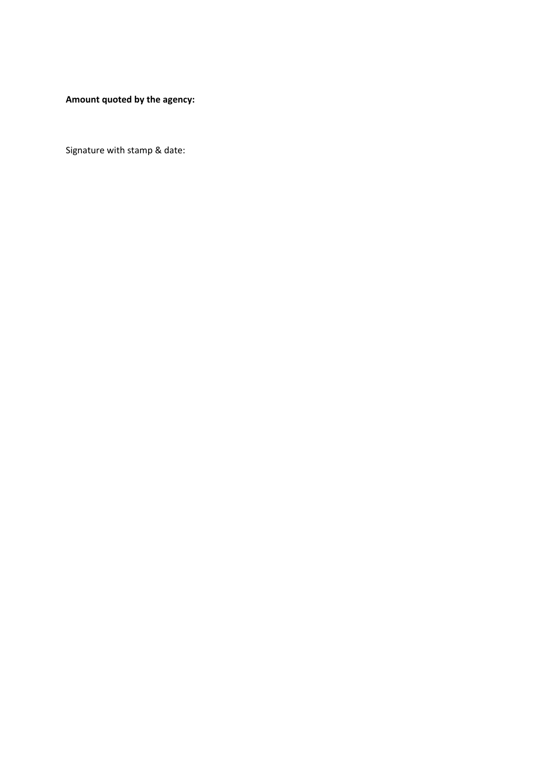**Amount quoted by the agency:**

Signature with stamp & date: